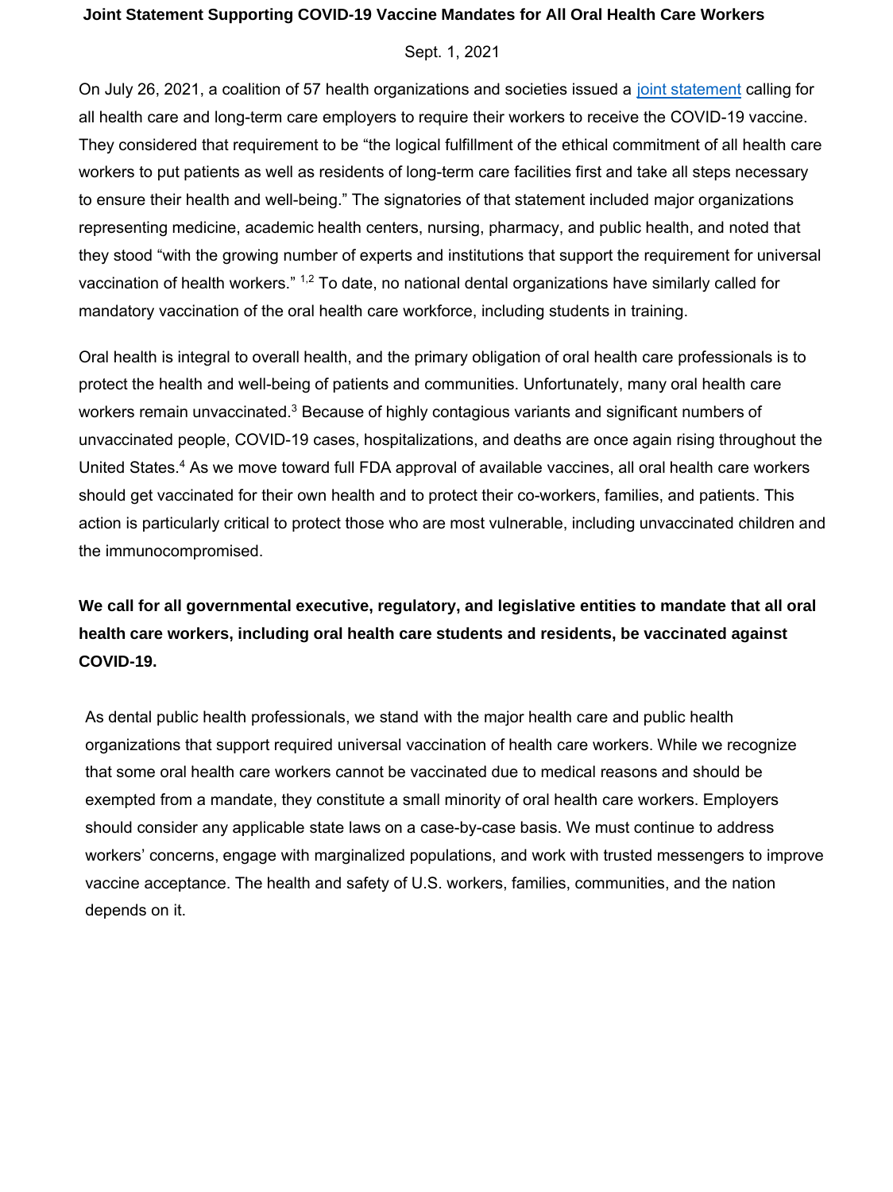# Joint Statement Supporting COVID-19 Vaccine Mandates for All Oral Health Care Workers

Sept. 1, 2021

On July 26, 2021, a coalition of 57 health organizations and societies issued a [joint statement](joint statement) calling for all health care and long-term care employers to require their workers to receive the COVID-19 vaccine. They considered that requirement to be "the logical fulfillment of the ethical commitment of all health care workers to put patients as well as residents of long-term care facilities first and take all steps necessary to ensure their health and well-being." The signatories of that statement included major organizations representing medicine, academic health centers, nursing, pharmacy, and public health, and noted that they stood "with the growing number of experts and institutions that support the requirement for universal vaccination of health workers." [1,2] To date, no national dental organizations have similarly called for mandatory vaccination of the oral health care workforce, including students in training.

Oral health is integral to overall health, and the primary obligation of oral health care professionals is to protect the health and well-being of patients and communities. Unfortunately, many oral health care workers remain unvaccinated.[3] Because of highly contagious variants and significant numbers of unvaccinated people, COVID-19 cases, hospitalizations, and deaths are once again rising throughout the United States.[4] As we move toward full FDA approval of available vaccines, all oral health care workers should get vaccinated for their own health and to protect their co-workers, families, and patients. This action is particularly critical to protect those who are most vulnerable, including unvaccinated children and the immunocompromised.

**We call for all governmental executive, regulatory, and legislative entities to mandate that all oral health care workers, including oral health care students and residents, be vaccinated against COVID-19.**

As dental public health professionals, we stand with the major health care and public health organizations that support required universal vaccination of health care workers. While we recognize that some oral health care workers cannot be vaccinated due to medical reasons and should be exempted from a mandate, they constitute a small minority of oral health care workers. Employers should consider any applicable state laws on a case-by-case basis. We must continue to address workers' concerns, engage with marginalized populations, and work with trusted messengers to improve vaccine acceptance. The health and safety of U.S. workers, families, communities, and the nation depends on it.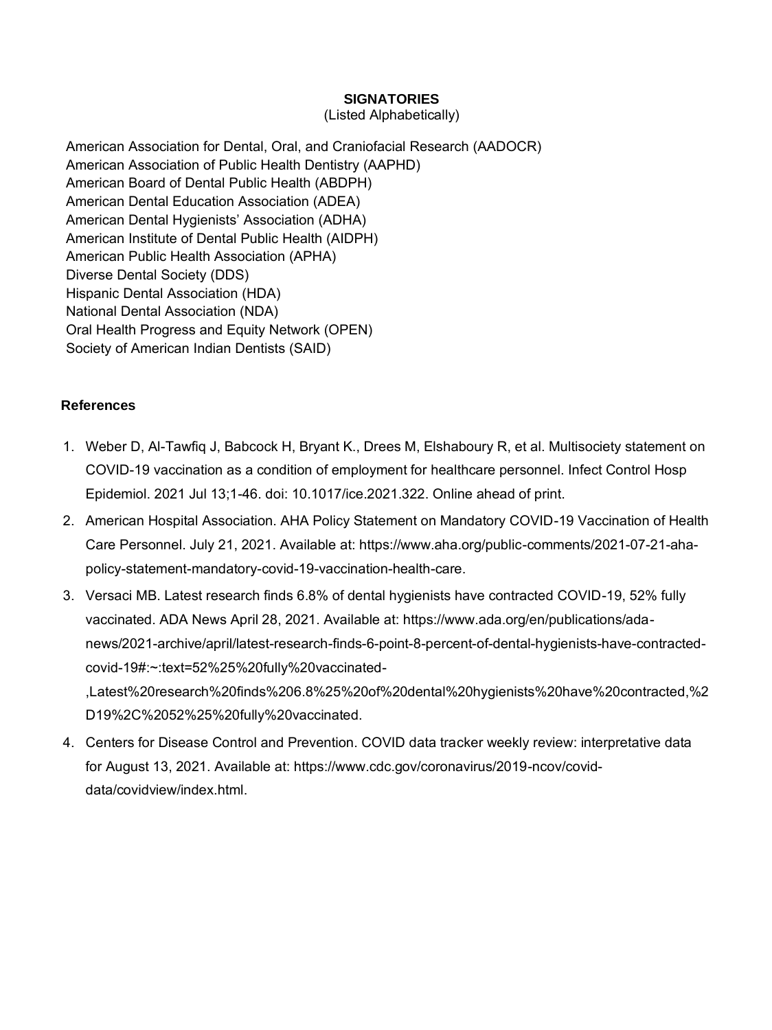**SIGNATORIES**
(Listed Alphabetically)

American Association for Dental, Oral, and Craniofacial Research (AADOCR)
American Association of Public Health Dentistry (AAPHD)
American Board of Dental Public Health (ABDPH)
American Dental Education Association (ADEA)
American Dental Hygienists' Association (ADHA)
American Institute of Dental Public Health (AIDPH)
American Public Health Association (APHA)
Diverse Dental Society (DDS)
Hispanic Dental Association (HDA)
National Dental Association (NDA)
Oral Health Progress and Equity Network (OPEN)
Society of American Indian Dentists (SAID)

## References

1. Weber D, Al-Tawfiq J, Babcock H, Bryant K., Drees M, Elshaboury R, et al. Multisociety statement on COVID-19 vaccination as a condition of employment for healthcare personnel. Infect Control Hosp Epidemiol. 2021 Jul 13;1-46. doi: 10.1017/ice.2021.322. Online ahead of print.
2. American Hospital Association. AHA Policy Statement on Mandatory COVID-19 Vaccination of Health Care Personnel. July 21, 2021. Available at: https://www.aha.org/public-comments/2021-07-21-aha-policy-statement-mandatory-covid-19-vaccination-health-care.
3. Versaci MB. Latest research finds 6.8% of dental hygienists have contracted COVID-19, 52% fully vaccinated. ADA News April 28, 2021. Available at: https://www.ada.org/en/publications/ada-news/2021-archive/april/latest-research-finds-6-point-8-percent-of-dental-hygienists-have-contracted-covid-19#:~:text=52%25%20fully%20vaccinated-,Latest%20research%20finds%206.8%25%20of%20dental%20hygienists%20have%20contracted,%2D19%2C%2052%25%20fully%20vaccinated.
4. Centers for Disease Control and Prevention. COVID data tracker weekly review: interpretative data for August 13, 2021. Available at: https://www.cdc.gov/coronavirus/2019-ncov/covid-data/covidview/index.html.